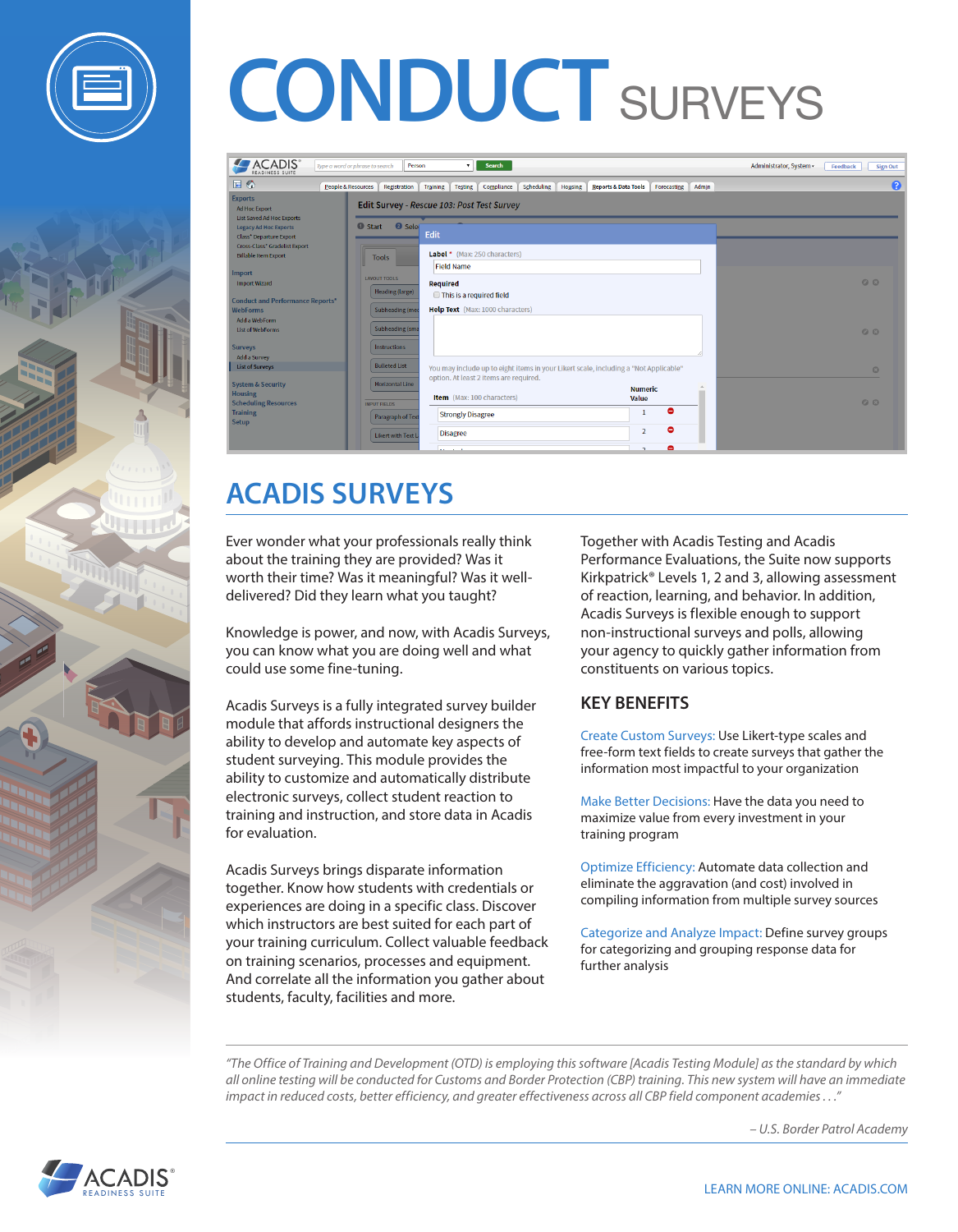# CONDUCT SURVEYS

## ACADIS SURVEYS

Ever wonder what your professionals really think about the training they are provided? Was it worth their time? Was it meaningful? Was it well-delivered? Did they learn what you taught?

Knowledge is power, and now, with Acadis Surveys, you can know what you are doing well and what could use some fine-tuning.

Acadis Surveys is a fully integrated survey builder module that affords instructional designers the ability to develop and automate key aspects of student surveying. This module provides the ability to customize and automatically distribute electronic surveys, collect student reaction to training and instruction, and store data in Acadis for evaluation.

Acadis Surveys brings disparate information together. Know how students with credentials or experiences are doing in a specific class. Discover which instructors are best suited for each part of your training curriculum. Collect valuable feedback on training scenarios, processes and equipment. And correlate all the information you gather about students, faculty, facilities and more.

Together with Acadis Testing and Acadis Performance Evaluations, the Suite now supports Kirkpatrick® Levels 1, 2 and 3, allowing assessment of reaction, learning, and behavior. In addition, Acadis Surveys is flexible enough to support non-instructional surveys and polls, allowing your agency to quickly gather information from constituents on various topics.

### KEY BENEFITS

Create Custom Surveys: Use Likert-type scales and free-form text fields to create surveys that gather the information most impactful to your organization

Make Better Decisions: Have the data you need to maximize value from every investment in your training program

Optimize Efficiency: Automate data collection and eliminate the aggravation (and cost) involved in compiling information from multiple survey sources

Categorize and Analyze Impact: Define survey groups for categorizing and grouping response data for further analysis

---

*"The Office of Training and Development (OTD) is employing this software [Acadis Testing Module] as the standard by which all online testing will be conducted for Customs and Border Protection (CBP) training. This new system will have an immediate impact in reduced costs, better efficiency, and greater effectiveness across all CBP field component academies . . ."*

*– U.S. Border Patrol Academy*

---

ACADIS® READINESS SUITE

LEARN MORE ONLINE: ACADIS.COM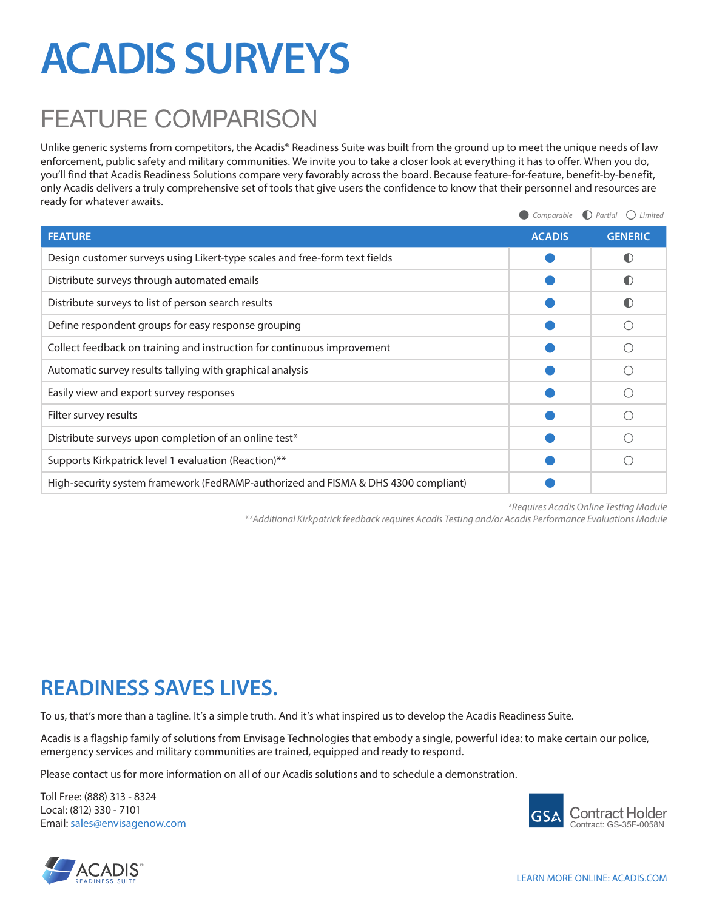# ACADIS SURVEYS

## FEATURE COMPARISON

Unlike generic systems from competitors, the Acadis® Readiness Suite was built from the ground up to meet the unique needs of law enforcement, public safety and military communities. We invite you to take a closer look at everything it has to offer. When you do, you'll find that Acadis Readiness Solutions compare very favorably across the board. Because feature-for-feature, benefit-by-benefit, only Acadis delivers a truly comprehensive set of tools that give users the confidence to know that their personnel and resources are ready for whatever awaits.

*● Comparable ◐ Partial ○ Limited*

| FEATURE | ACADIS | GENERIC |
|---|---|---|
| Design customer surveys using Likert-type scales and free-form text fields | ● | ◐ |
| Distribute surveys through automated emails | ● | ◐ |
| Distribute surveys to list of person search results | ● | ◐ |
| Define respondent groups for easy response grouping | ● | ○ |
| Collect feedback on training and instruction for continuous improvement | ● | ○ |
| Automatic survey results tallying with graphical analysis | ● | ○ |
| Easily view and export survey responses | ● | ○ |
| Filter survey results | ● | ○ |
| Distribute surveys upon completion of an online test* | ● | ○ |
| Supports Kirkpatrick level 1 evaluation (Reaction)** | ● | ○ |
| High-security system framework (FedRAMP-authorized and FISMA & DHS 4300 compliant) | ● | |

*\*Requires Acadis Online Testing Module*

*\*\*Additional Kirkpatrick feedback requires Acadis Testing and/or Acadis Performance Evaluations Module*

## READINESS SAVES LIVES.

To us, that's more than a tagline. It's a simple truth. And it's what inspired us to develop the Acadis Readiness Suite.

Acadis is a flagship family of solutions from Envisage Technologies that embody a single, powerful idea: to make certain our police, emergency services and military communities are trained, equipped and ready to respond.

Please contact us for more information on all of our Acadis solutions and to schedule a demonstration.

Toll Free: (888) 313 - 8324
Local: (812) 330 - 7101
Email: sales@envisagenow.com

GSA Contract Holder
Contract: GS-35F-0058N

ACADIS® READINESS SUITE

LEARN MORE ONLINE: ACADIS.COM